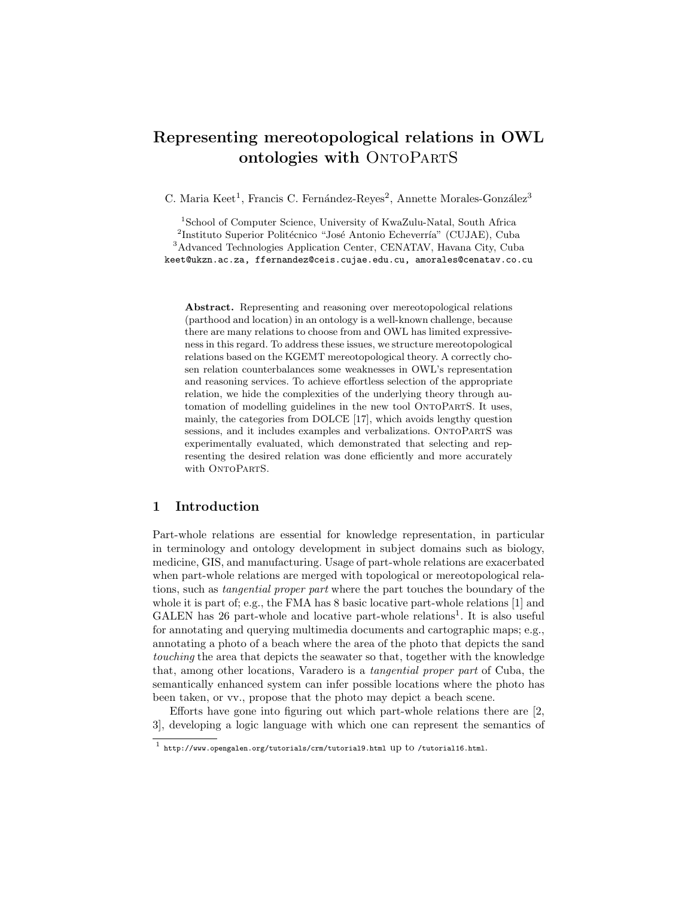# Representing mereotopological relations in OWL ontologies with OntoPartS

C. Maria Keet[1], Francis C. Fernández-Reyes[2], Annette Morales-González[3]

[1]School of Computer Science, University of KwaZulu-Natal, South Africa
[2]Instituto Superior Politécnico "José Antonio Echeverría" (CUJAE), Cuba
[3]Advanced Technologies Application Center, CENATAV, Havana City, Cuba
keet@ukzn.ac.za, ffernandez@ceis.cujae.edu.cu, amorales@cenatav.co.cu

**Abstract.** Representing and reasoning over mereotopological relations (parthood and location) in an ontology is a well-known challenge, because there are many relations to choose from and OWL has limited expressiveness in this regard. To address these issues, we structure mereotopological relations based on the KGEMT mereotopological theory. A correctly chosen relation counterbalances some weaknesses in OWL's representation and reasoning services. To achieve effortless selection of the appropriate relation, we hide the complexities of the underlying theory through automation of modelling guidelines in the new tool OntoPartS. It uses, mainly, the categories from DOLCE [17], which avoids lengthy question sessions, and it includes examples and verbalizations. OntoPartS was experimentally evaluated, which demonstrated that selecting and representing the desired relation was done efficiently and more accurately with OntoPartS.

## 1 Introduction

Part-whole relations are essential for knowledge representation, in particular in terminology and ontology development in subject domains such as biology, medicine, GIS, and manufacturing. Usage of part-whole relations are exacerbated when part-whole relations are merged with topological or mereotopological relations, such as *tangential proper part* where the part touches the boundary of the whole it is part of; e.g., the FMA has 8 basic locative part-whole relations [1] and GALEN has 26 part-whole and locative part-whole relations[1]. It is also useful for annotating and querying multimedia documents and cartographic maps; e.g., annotating a photo of a beach where the area of the photo that depicts the sand *touching* the area that depicts the seawater so that, together with the knowledge that, among other locations, Varadero is a *tangential proper part* of Cuba, the semantically enhanced system can infer possible locations where the photo has been taken, or vv., propose that the photo may depict a beach scene.

Efforts have gone into figuring out which part-whole relations there are [2, 3], developing a logic language with which one can represent the semantics of

[1] http://www.opengalen.org/tutorials/crm/tutorial9.html up to /tutorial16.html.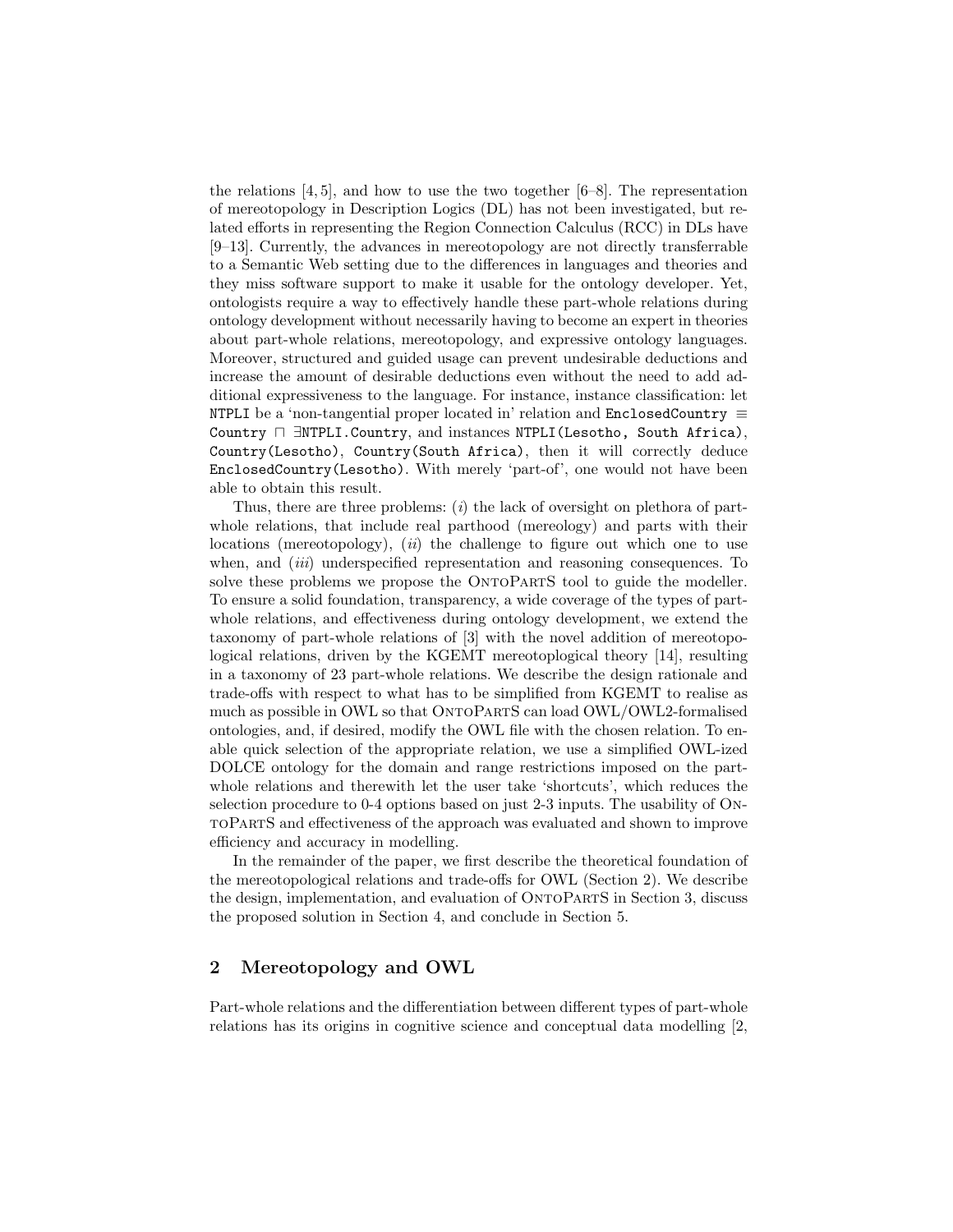the relations [4, 5], and how to use the two together [6–8]. The representation of mereotopology in Description Logics (DL) has not been investigated, but related efforts in representing the Region Connection Calculus (RCC) in DLs have [9–13]. Currently, the advances in mereotopology are not directly transferrable to a Semantic Web setting due to the differences in languages and theories and they miss software support to make it usable for the ontology developer. Yet, ontologists require a way to effectively handle these part-whole relations during ontology development without necessarily having to become an expert in theories about part-whole relations, mereotopology, and expressive ontology languages. Moreover, structured and guided usage can prevent undesirable deductions and increase the amount of desirable deductions even without the need to add additional expressiveness to the language. For instance, instance classification: let `NTPLI` be a 'non-tangential proper located in' relation and `EnclosedCountry` $\equiv$ `Country` $\sqcap$ $\exists$`NTPLI.Country`, and instances `NTPLI(Lesotho, South Africa)`, `Country(Lesotho)`, `Country(South Africa)`, then it will correctly deduce `EnclosedCountry(Lesotho)`. With merely 'part-of', one would not have been able to obtain this result.

Thus, there are three problems: (*i*) the lack of oversight on plethora of part-whole relations, that include real parthood (mereology) and parts with their locations (mereotopology), (*ii*) the challenge to figure out which one to use when, and (*iii*) underspecified representation and reasoning consequences. To solve these problems we propose the OntoPartS tool to guide the modeller. To ensure a solid foundation, transparency, a wide coverage of the types of part-whole relations, and effectiveness during ontology development, we extend the taxonomy of part-whole relations of [3] with the novel addition of mereotopological relations, driven by the KGEMT mereotoplogical theory [14], resulting in a taxonomy of 23 part-whole relations. We describe the design rationale and trade-offs with respect to what has to be simplified from KGEMT to realise as much as possible in OWL so that OntoPartS can load OWL/OWL2-formalised ontologies, and, if desired, modify the OWL file with the chosen relation. To enable quick selection of the appropriate relation, we use a simplified OWL-ized DOLCE ontology for the domain and range restrictions imposed on the part-whole relations and therewith let the user take 'shortcuts', which reduces the selection procedure to 0-4 options based on just 2-3 inputs. The usability of OntoPartS and effectiveness of the approach was evaluated and shown to improve efficiency and accuracy in modelling.

In the remainder of the paper, we first describe the theoretical foundation of the mereotopological relations and trade-offs for OWL (Section 2). We describe the design, implementation, and evaluation of OntoPartS in Section 3, discuss the proposed solution in Section 4, and conclude in Section 5.

## 2 Mereotopology and OWL

Part-whole relations and the differentiation between different types of part-whole relations has its origins in cognitive science and conceptual data modelling [2,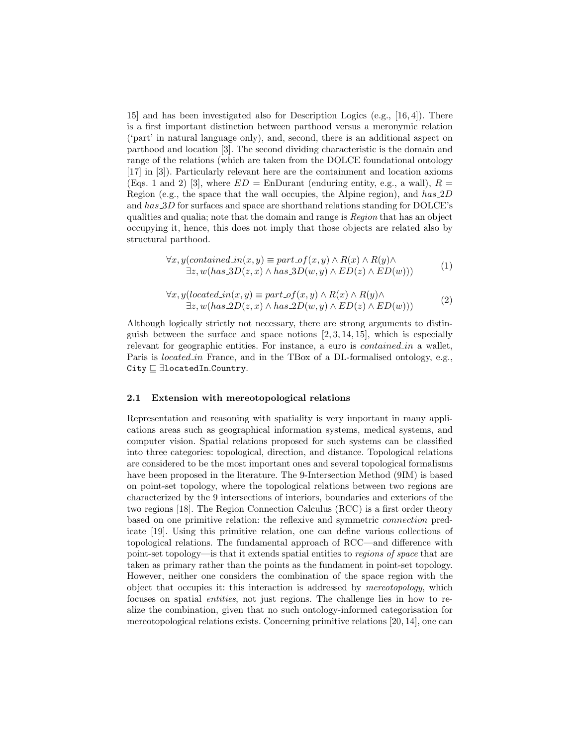15] and has been investigated also for Description Logics (e.g., [16, 4]). There is a first important distinction between parthood versus a meronymic relation ('part' in natural language only), and, second, there is an additional aspect on parthood and location [3]. The second dividing characteristic is the domain and range of the relations (which are taken from the DOLCE foundational ontology [17] in [3]). Particularly relevant here are the containment and location axioms (Eqs. 1 and 2) [3], where $ED$ = EnDurant (enduring entity, e.g., a wall), $R$ = Region (e.g., the space that the wall occupies, the Alpine region), and *has_2D* and *has_3D* for surfaces and space are shorthand relations standing for DOLCE's qualities and qualia; note that the domain and range is *Region* that has an object occupying it, hence, this does not imply that those objects are related also by structural parthood.

$$\forall x, y(contained\_in(x, y) \equiv part\_of(x, y) \wedge R(x) \wedge R(y) \wedge \exists z, w(has\_3D(z, x) \wedge has\_3D(w, y) \wedge ED(z) \wedge ED(w))) \quad (1)$$

$$\forall x, y(located\_in(x, y) \equiv part\_of(x, y) \wedge R(x) \wedge R(y) \wedge \exists z, w(has\_2D(z, x) \wedge has\_2D(w, y) \wedge ED(z) \wedge ED(w))) \quad (2)$$

Although logically strictly not necessary, there are strong arguments to distinguish between the surface and space notions [2, 3, 14, 15], which is especially relevant for geographic entities. For instance, a euro is *contained_in* a wallet, Paris is *located_in* France, and in the TBox of a DL-formalised ontology, e.g., $\texttt{City} \sqsubseteq \exists \texttt{locatedIn}.\texttt{Country}$.

### 2.1 Extension with mereotopological relations

Representation and reasoning with spatiality is very important in many applications areas such as geographical information systems, medical systems, and computer vision. Spatial relations proposed for such systems can be classified into three categories: topological, direction, and distance. Topological relations are considered to be the most important ones and several topological formalisms have been proposed in the literature. The 9-Intersection Method (9IM) is based on point-set topology, where the topological relations between two regions are characterized by the 9 intersections of interiors, boundaries and exteriors of the two regions [18]. The Region Connection Calculus (RCC) is a first order theory based on one primitive relation: the reflexive and symmetric *connection* predicate [19]. Using this primitive relation, one can define various collections of topological relations. The fundamental approach of RCC—and difference with point-set topology—is that it extends spatial entities to *regions of space* that are taken as primary rather than the points as the fundament in point-set topology. However, neither one considers the combination of the space region with the object that occupies it: this interaction is addressed by *mereotopology*, which focuses on spatial *entities*, not just regions. The challenge lies in how to realize the combination, given that no such ontology-informed categorisation for mereotopological relations exists. Concerning primitive relations [20, 14], one can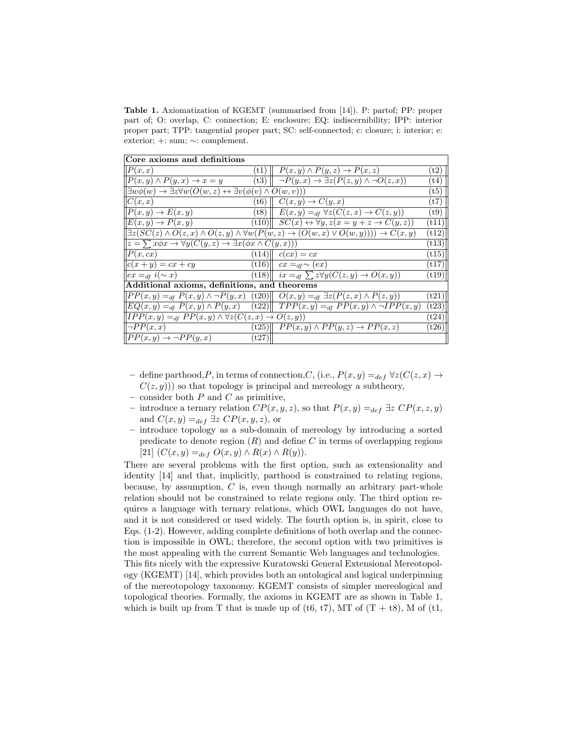**Table 1.** Axiomatization of KGEMT (summarised from [14]). P: partof; PP: proper part of; O: overlap, C: connection; E: enclosure; EQ: indiscernibility; IPP: interior proper part; TPP: tangential proper part; SC: self-connected; c: closure; i: interior; e: exterior; +: sum; ∼: complement.

| **Core axioms and definitions** | | | |
|---|---|---|---|
| $P(x, x)$ | (t1) | $P(x, y) \wedge P(y, z) \rightarrow P(x, z)$ | (t2) |
| $P(x, y) \wedge P(y, x) \rightarrow x = y$ | (t3) | $\neg P(y, x) \rightarrow \exists z(P(z, y) \wedge \neg O(z, x))$ | (t4) |
| $\exists w \phi(w) \rightarrow \exists z \forall w(O(w, z) \leftrightarrow \exists v(\phi(v) \wedge O(w, v)))$ | | | (t5) |
| $C(x, x)$ | (t6) | $C(x, y) \rightarrow C(y, x)$ | (t7) |
| $P(x, y) \rightarrow E(x, y)$ | (t8) | $E(x, y) =_{df} \forall z(C(z, x) \rightarrow C(z, y))$ | (t9) |
| $E(x, y) \rightarrow P(x, y)$ | (t10) | $SC(x) \leftrightarrow \forall y, z(x = y + z \rightarrow C(y, z))$ | (t11) |
| $\exists z(SC(z) \wedge O(z, x) \wedge O(z, y) \wedge \forall w(P(w, z) \rightarrow (O(w, x) \vee O(w, y)))) \rightarrow C(x, y)$ | | | (t12) |
| $z = \sum x \phi x \rightarrow \forall y(C(y, z) \rightarrow \exists x(\phi x \wedge C(y, x)))$ | | | (t13) |
| $P(x, cx)$ | (t14) | $c(cx) = cx$ | (t15) |
| $c(x + y) = cx + cy$ | (t16) | $cx =_{df} \sim (ex)$ | (t17) |
| $ex =_{df} i(\sim x)$ | (t18) | $ix =_{df} \sum z \forall y(C(z, y) \rightarrow O(x, y))$ | (t19) |
| **Additional axioms, definitions, and theorems** | | | |
| $PP(x, y) =_{df} P(x, y) \wedge \neg P(y, x)$ | (t20) | $O(x, y) =_{df} \exists z(P(z, x) \wedge P(z, y))$ | (t21) |
| $EQ(x, y) =_{df} P(x, y) \wedge P(y, x)$ | (t22) | $TPP(x, y) =_{df} PP(x, y) \wedge \neg IPP(x, y)$ | (t23) |
| $IPP(x, y) =_{df} PP(x, y) \wedge \forall z(C(z, x) \rightarrow O(z, y))$ | | | (t24) |
| $\neg PP(x, x)$ | (t25) | $PP(x, y) \wedge PP(y, z) \rightarrow PP(x, z)$ | (t26) |
| $PP(x, y) \rightarrow \neg PP(y, x)$ | (t27) | | |

- define parthood, $P$, in terms of connection, $C$, (i.e., $P(x, y) =_{def} \forall z(C(z, x) \rightarrow C(z, y))$) so that topology is principal and mereology a subtheory,
- consider both $P$ and $C$ as primitive,
- introduce a ternary relation $CP(x, y, z)$, so that $P(x, y) =_{def} \exists z\ CP(x, z, y)$ and $C(x, y) =_{def} \exists z\ CP(x, y, z)$, or
- introduce topology as a sub-domain of mereology by introducing a sorted predicate to denote region ($R$) and define $C$ in terms of overlapping regions [21] ($C(x, y) =_{def} O(x, y) \wedge R(x) \wedge R(y)$).

There are several problems with the first option, such as extensionality and identity [14] and that, implicitly, parthood is constrained to relating regions, because, by assumption, $C$ is, even though normally an arbitrary part-whole relation should not be constrained to relate regions only. The third option requires a language with ternary relations, which OWL languages do not have, and it is not considered or used widely. The fourth option is, in spirit, close to Eqs. (1-2). However, adding complete definitions of both overlap and the connection is impossible in OWL; therefore, the second option with two primitives is the most appealing with the current Semantic Web languages and technologies. This fits nicely with the expressive Kuratowski General Extensional Mereotopology (KGEMT) [14], which provides both an ontological and logical underpinning of the mereotopology taxonomy. KGEMT consists of simpler mereological and topological theories. Formally, the axioms in KGEMT are as shown in Table 1, which is built up from T that is made up of (t6, t7), MT of (T + t8), M of (t1,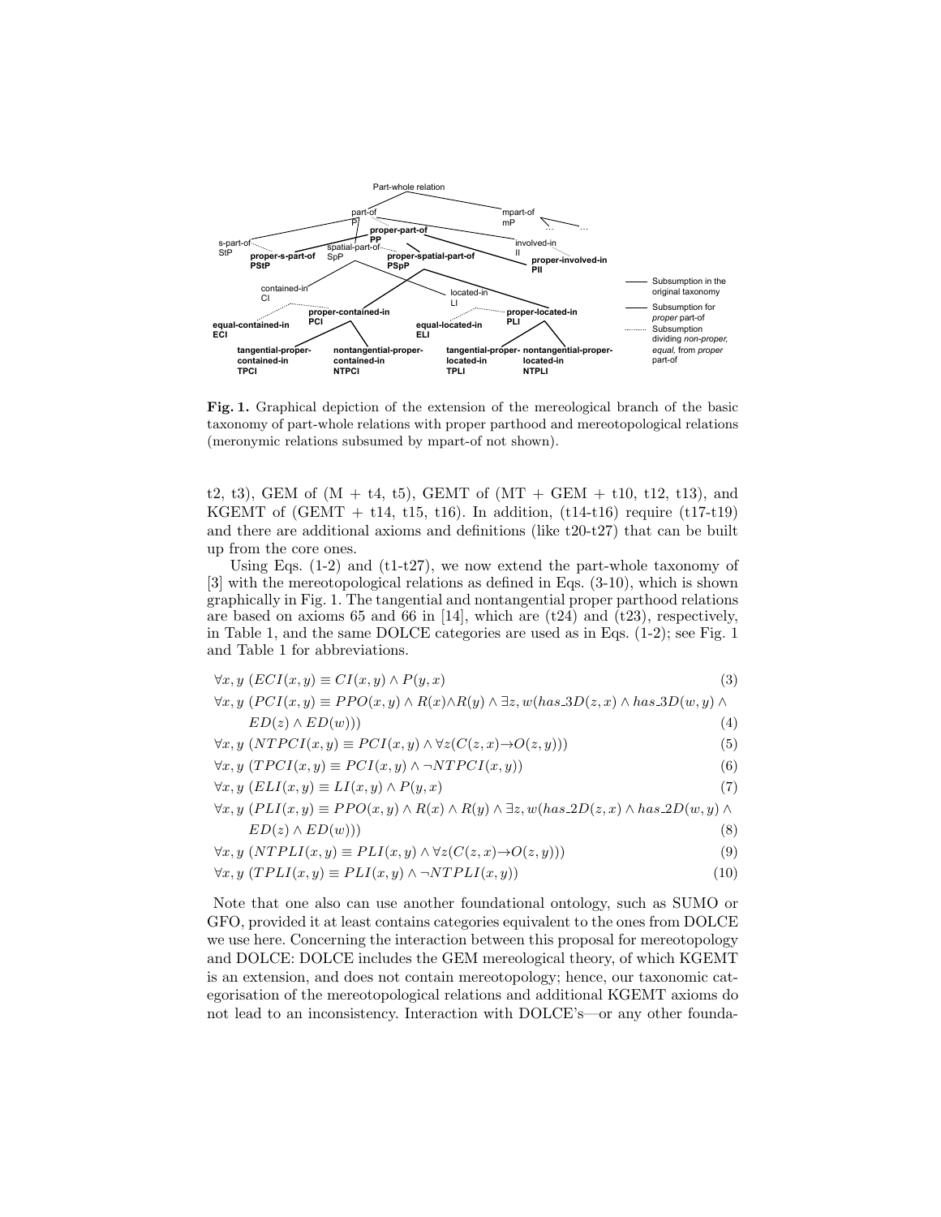**Fig. 1.** Graphical depiction of the extension of the mereological branch of the basic taxonomy of part-whole relations with proper parthood and mereotopological relations (meronymic relations subsumed by mpart-of not shown).

t2, t3), GEM of (M + t4, t5), GEMT of (MT + GEM + t10, t12, t13), and KGEMT of (GEMT + t14, t15, t16). In addition, (t14-t16) require (t17-t19) and there are additional axioms and definitions (like t20-t27) that can be built up from the core ones.

Using Eqs. (1-2) and (t1-t27), we now extend the part-whole taxonomy of [3] with the mereotopological relations as defined in Eqs. (3-10), which is shown graphically in Fig. 1. The tangential and nontangential proper parthood relations are based on axioms 65 and 66 in [14], which are (t24) and (t23), respectively, in Table 1, and the same DOLCE categories are used as in Eqs. (1-2); see Fig. 1 and Table 1 for abbreviations.

$$\forall x, y\ (ECI(x, y) \equiv CI(x, y) \wedge P(y, x) \tag{3}$$

$$\forall x, y\ (PCI(x, y) \equiv PPO(x, y) \wedge R(x) \wedge R(y) \wedge \exists z, w(has\_3D(z, x) \wedge has\_3D(w, y) \wedge ED(z) \wedge ED(w))) \tag{4}$$

$$\forall x, y\ (NTPCI(x, y) \equiv PCI(x, y) \wedge \forall z(C(z, x) \rightarrow O(z, y))) \tag{5}$$

$$\forall x, y\ (TPCI(x, y) \equiv PCI(x, y) \wedge \neg NTPCI(x, y)) \tag{6}$$

$$\forall x, y\ (ELI(x, y) \equiv LI(x, y) \wedge P(y, x) \tag{7}$$

$$\forall x, y\ (PLI(x, y) \equiv PPO(x, y) \wedge R(x) \wedge R(y) \wedge \exists z, w(has\_2D(z, x) \wedge has\_2D(w, y) \wedge ED(z) \wedge ED(w))) \tag{8}$$

$$\forall x, y\ (NTPLI(x, y) \equiv PLI(x, y) \wedge \forall z(C(z, x) \rightarrow O(z, y))) \tag{9}$$

$$\forall x, y\ (TPLI(x, y) \equiv PLI(x, y) \wedge \neg NTPLI(x, y)) \tag{10}$$

Note that one also can use another foundational ontology, such as SUMO or GFO, provided it at least contains categories equivalent to the ones from DOLCE we use here. Concerning the interaction between this proposal for mereotopology and DOLCE: DOLCE includes the GEM mereological theory, of which KGEMT is an extension, and does not contain mereotopology; hence, our taxonomic categorisation of the mereotopological relations and additional KGEMT axioms do not lead to an inconsistency. Interaction with DOLCE's—or any other founda-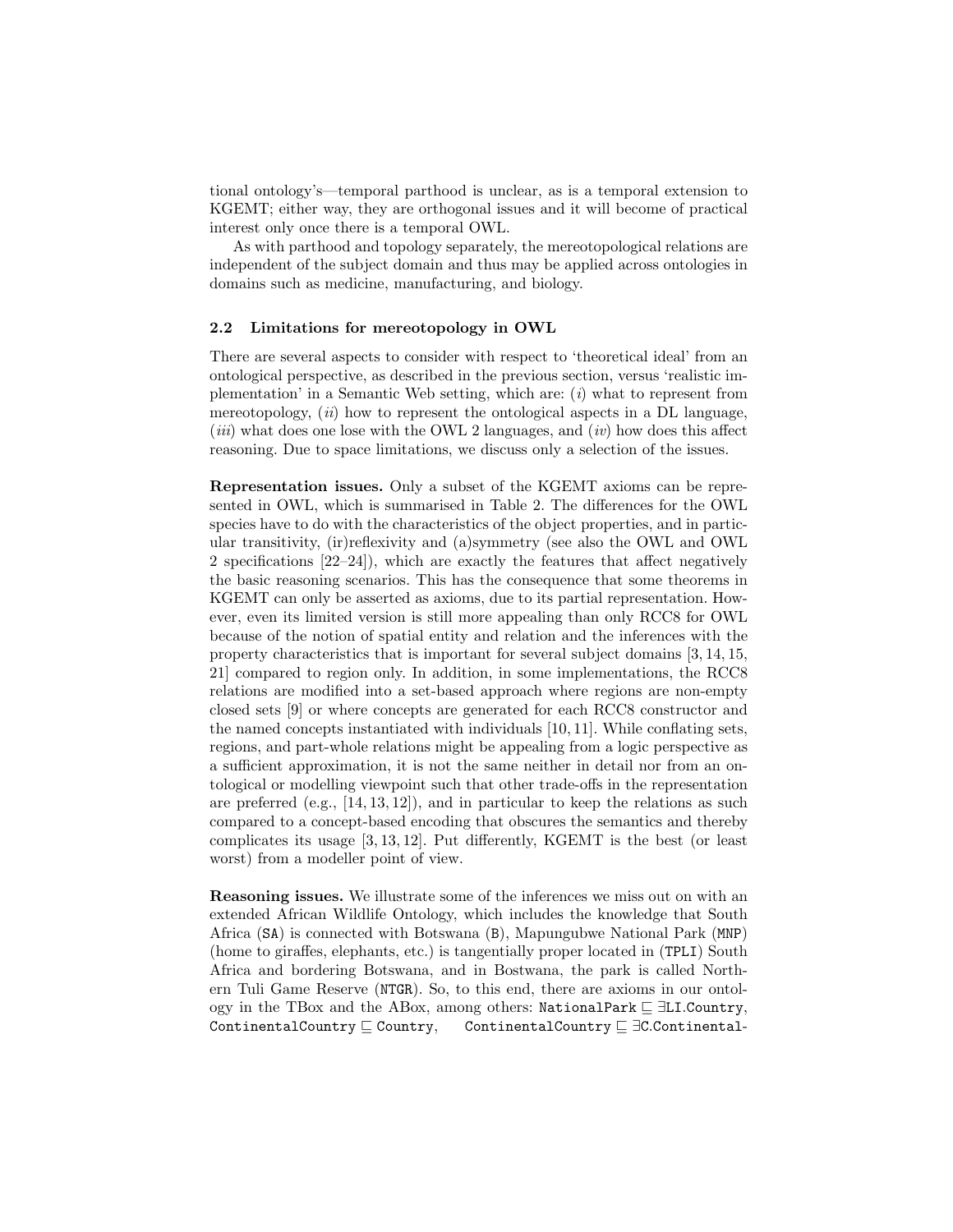tional ontology's—temporal parthood is unclear, as is a temporal extension to KGEMT; either way, they are orthogonal issues and it will become of practical interest only once there is a temporal OWL.

As with parthood and topology separately, the mereotopological relations are independent of the subject domain and thus may be applied across ontologies in domains such as medicine, manufacturing, and biology.

### 2.2 Limitations for mereotopology in OWL

There are several aspects to consider with respect to 'theoretical ideal' from an ontological perspective, as described in the previous section, versus 'realistic implementation' in a Semantic Web setting, which are: (*i*) what to represent from mereotopology, (*ii*) how to represent the ontological aspects in a DL language, (*iii*) what does one lose with the OWL 2 languages, and (*iv*) how does this affect reasoning. Due to space limitations, we discuss only a selection of the issues.

**Representation issues.** Only a subset of the KGEMT axioms can be represented in OWL, which is summarised in Table 2. The differences for the OWL species have to do with the characteristics of the object properties, and in particular transitivity, (ir)reflexivity and (a)symmetry (see also the OWL and OWL 2 specifications [22–24]), which are exactly the features that affect negatively the basic reasoning scenarios. This has the consequence that some theorems in KGEMT can only be asserted as axioms, due to its partial representation. However, even its limited version is still more appealing than only RCC8 for OWL because of the notion of spatial entity and relation and the inferences with the property characteristics that is important for several subject domains [3, 14, 15, 21] compared to region only. In addition, in some implementations, the RCC8 relations are modified into a set-based approach where regions are non-empty closed sets [9] or where concepts are generated for each RCC8 constructor and the named concepts instantiated with individuals [10, 11]. While conflating sets, regions, and part-whole relations might be appealing from a logic perspective as a sufficient approximation, it is not the same neither in detail nor from an ontological or modelling viewpoint such that other trade-offs in the representation are preferred (e.g., [14, 13, 12]), and in particular to keep the relations as such compared to a concept-based encoding that obscures the semantics and thereby complicates its usage [3, 13, 12]. Put differently, KGEMT is the best (or least worst) from a modeller point of view.

**Reasoning issues.** We illustrate some of the inferences we miss out on with an extended African Wildlife Ontology, which includes the knowledge that South Africa (SA) is connected with Botswana (B), Mapungubwe National Park (MNP) (home to giraffes, elephants, etc.) is tangentially proper located in (TPLI) South Africa and bordering Botswana, and in Bostwana, the park is called Northern Tuli Game Reserve (NTGR). So, to this end, there are axioms in our ontology in the TBox and the ABox, among others: $\texttt{NationalPark} \sqsubseteq \exists\texttt{LI.Country}$, $\texttt{ContinentalCountry} \sqsubseteq \texttt{Country}$, $\texttt{ContinentalCountry} \sqsubseteq \exists\texttt{C.Continental-}$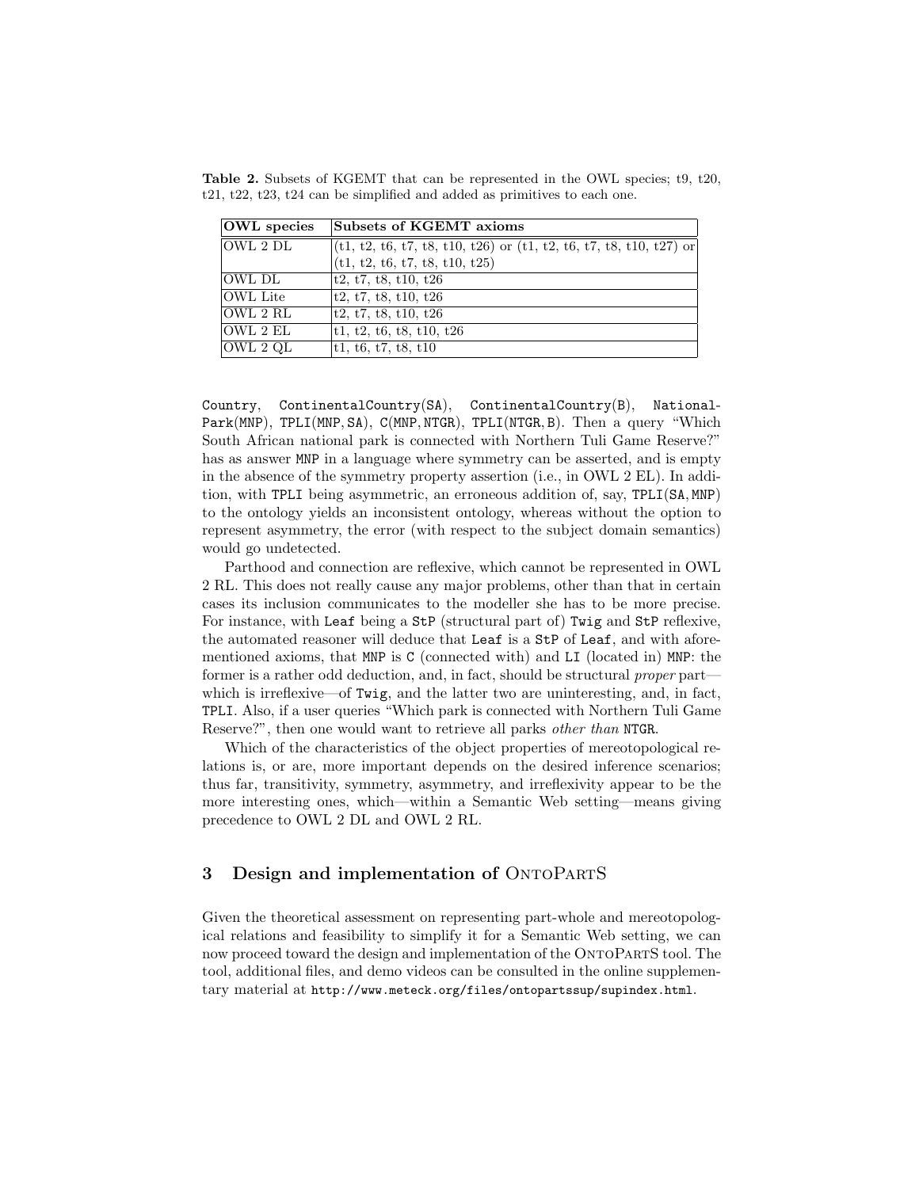**Table 2.** Subsets of KGEMT that can be represented in the OWL species; t9, t20, t21, t22, t23, t24 can be simplified and added as primitives to each one.

| OWL species | Subsets of KGEMT axioms |
|---|---|
| OWL 2 DL | (t1, t2, t6, t7, t8, t10, t26) or (t1, t2, t6, t7, t8, t10, t27) or (t1, t2, t6, t7, t8, t10, t25) |
| OWL DL | t2, t7, t8, t10, t26 |
| OWL Lite | t2, t7, t8, t10, t26 |
| OWL 2 RL | t2, t7, t8, t10, t26 |
| OWL 2 EL | t1, t2, t6, t8, t10, t26 |
| OWL 2 QL | t1, t6, t7, t8, t10 |

Country, ContinentalCountry(SA), ContinentalCountry(B), NationalPark(MNP), TPLI(MNP, SA), C(MNP, NTGR), TPLI(NTGR, B). Then a query "Which South African national park is connected with Northern Tuli Game Reserve?" has as answer MNP in a language where symmetry can be asserted, and is empty in the absence of the symmetry property assertion (i.e., in OWL 2 EL). In addition, with TPLI being asymmetric, an erroneous addition of, say, TPLI(SA, MNP) to the ontology yields an inconsistent ontology, whereas without the option to represent asymmetry, the error (with respect to the subject domain semantics) would go undetected.

Parthood and connection are reflexive, which cannot be represented in OWL 2 RL. This does not really cause any major problems, other than that in certain cases its inclusion communicates to the modeller she has to be more precise. For instance, with Leaf being a StP (structural part of) Twig and StP reflexive, the automated reasoner will deduce that Leaf is a StP of Leaf, and with aforementioned axioms, that MNP is C (connected with) and LI (located in) MNP: the former is a rather odd deduction, and, in fact, should be structural *proper* part—which is irreflexive—of Twig, and the latter two are uninteresting, and, in fact, TPLI. Also, if a user queries "Which park is connected with Northern Tuli Game Reserve?", then one would want to retrieve all parks *other than* NTGR.

Which of the characteristics of the object properties of mereotopological relations is, or are, more important depends on the desired inference scenarios; thus far, transitivity, symmetry, asymmetry, and irreflexivity appear to be the more interesting ones, which—within a Semantic Web setting—means giving precedence to OWL 2 DL and OWL 2 RL.

## 3 Design and implementation of OntoPartS

Given the theoretical assessment on representing part-whole and mereotopological relations and feasibility to simplify it for a Semantic Web setting, we can now proceed toward the design and implementation of the OntoPartS tool. The tool, additional files, and demo videos can be consulted in the online supplementary material at http://www.meteck.org/files/ontopartssup/supindex.html.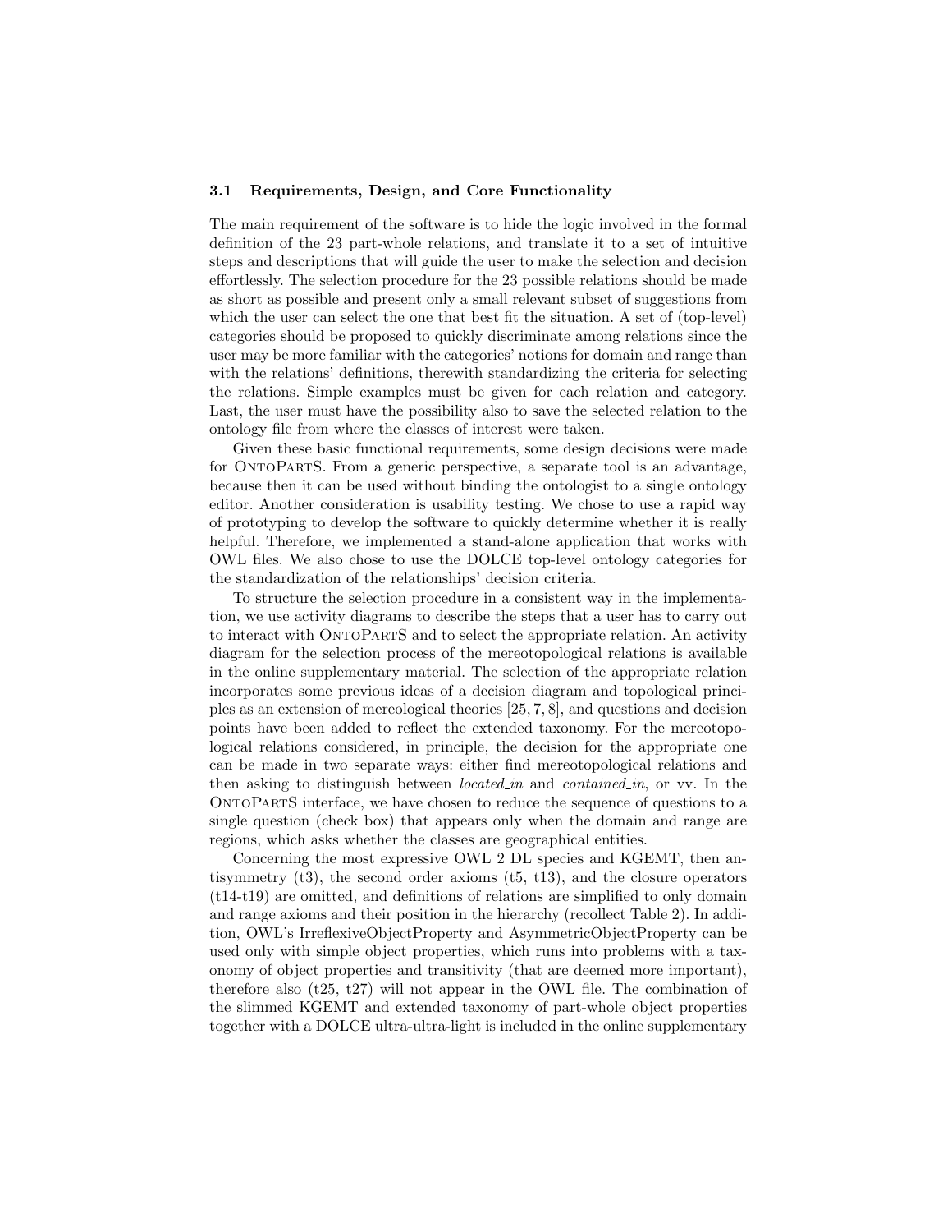### 3.1 Requirements, Design, and Core Functionality

The main requirement of the software is to hide the logic involved in the formal definition of the 23 part-whole relations, and translate it to a set of intuitive steps and descriptions that will guide the user to make the selection and decision effortlessly. The selection procedure for the 23 possible relations should be made as short as possible and present only a small relevant subset of suggestions from which the user can select the one that best fit the situation. A set of (top-level) categories should be proposed to quickly discriminate among relations since the user may be more familiar with the categories' notions for domain and range than with the relations' definitions, therewith standardizing the criteria for selecting the relations. Simple examples must be given for each relation and category. Last, the user must have the possibility also to save the selected relation to the ontology file from where the classes of interest were taken.

Given these basic functional requirements, some design decisions were made for OntoPartS. From a generic perspective, a separate tool is an advantage, because then it can be used without binding the ontologist to a single ontology editor. Another consideration is usability testing. We chose to use a rapid way of prototyping to develop the software to quickly determine whether it is really helpful. Therefore, we implemented a stand-alone application that works with OWL files. We also chose to use the DOLCE top-level ontology categories for the standardization of the relationships' decision criteria.

To structure the selection procedure in a consistent way in the implementation, we use activity diagrams to describe the steps that a user has to carry out to interact with OntoPartS and to select the appropriate relation. An activity diagram for the selection process of the mereotopological relations is available in the online supplementary material. The selection of the appropriate relation incorporates some previous ideas of a decision diagram and topological principles as an extension of mereological theories [25, 7, 8], and questions and decision points have been added to reflect the extended taxonomy. For the mereotopological relations considered, in principle, the decision for the appropriate one can be made in two separate ways: either find mereotopological relations and then asking to distinguish between *located_in* and *contained_in*, or vv. In the OntoPartS interface, we have chosen to reduce the sequence of questions to a single question (check box) that appears only when the domain and range are regions, which asks whether the classes are geographical entities.

Concerning the most expressive OWL 2 DL species and KGEMT, then antisymmetry (t3), the second order axioms (t5, t13), and the closure operators (t14-t19) are omitted, and definitions of relations are simplified to only domain and range axioms and their position in the hierarchy (recollect Table 2). In addition, OWL's IrreflexiveObjectProperty and AsymmetricObjectProperty can be used only with simple object properties, which runs into problems with a taxonomy of object properties and transitivity (that are deemed more important), therefore also (t25, t27) will not appear in the OWL file. The combination of the slimmed KGEMT and extended taxonomy of part-whole object properties together with a DOLCE ultra-ultra-light is included in the online supplementary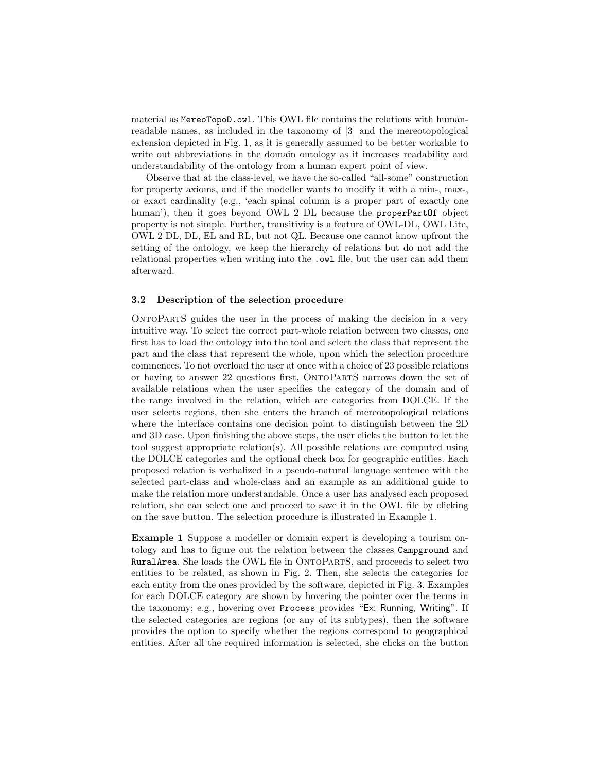material as `MereoTopoD.owl`. This OWL file contains the relations with human-readable names, as included in the taxonomy of [3] and the mereotopological extension depicted in Fig. 1, as it is generally assumed to be better workable to write out abbreviations in the domain ontology as it increases readability and understandability of the ontology from a human expert point of view.

Observe that at the class-level, we have the so-called "all-some" construction for property axioms, and if the modeller wants to modify it with a min-, max-, or exact cardinality (e.g., 'each spinal column is a proper part of exactly one human'), then it goes beyond OWL 2 DL because the `properPartOf` object property is not simple. Further, transitivity is a feature of OWL-DL, OWL Lite, OWL 2 DL, DL, EL and RL, but not QL. Because one cannot know upfront the setting of the ontology, we keep the hierarchy of relations but do not add the relational properties when writing into the `.owl` file, but the user can add them afterward.

### 3.2 Description of the selection procedure

OntoPartS guides the user in the process of making the decision in a very intuitive way. To select the correct part-whole relation between two classes, one first has to load the ontology into the tool and select the class that represent the part and the class that represent the whole, upon which the selection procedure commences. To not overload the user at once with a choice of 23 possible relations or having to answer 22 questions first, OntoPartS narrows down the set of available relations when the user specifies the category of the domain and of the range involved in the relation, which are categories from DOLCE. If the user selects regions, then she enters the branch of mereotopological relations where the interface contains one decision point to distinguish between the 2D and 3D case. Upon finishing the above steps, the user clicks the button to let the tool suggest appropriate relation(s). All possible relations are computed using the DOLCE categories and the optional check box for geographic entities. Each proposed relation is verbalized in a pseudo-natural language sentence with the selected part-class and whole-class and an example as an additional guide to make the relation more understandable. Once a user has analysed each proposed relation, she can select one and proceed to save it in the OWL file by clicking on the save button. The selection procedure is illustrated in Example 1.

**Example 1** Suppose a modeller or domain expert is developing a tourism ontology and has to figure out the relation between the classes Campground and RuralArea. She loads the OWL file in OntoPartS, and proceeds to select two entities to be related, as shown in Fig. 2. Then, she selects the categories for each entity from the ones provided by the software, depicted in Fig. 3. Examples for each DOLCE category are shown by hovering the pointer over the terms in the taxonomy; e.g., hovering over Process provides "Ex: Running, Writing". If the selected categories are regions (or any of its subtypes), then the software provides the option to specify whether the regions correspond to geographical entities. After all the required information is selected, she clicks on the button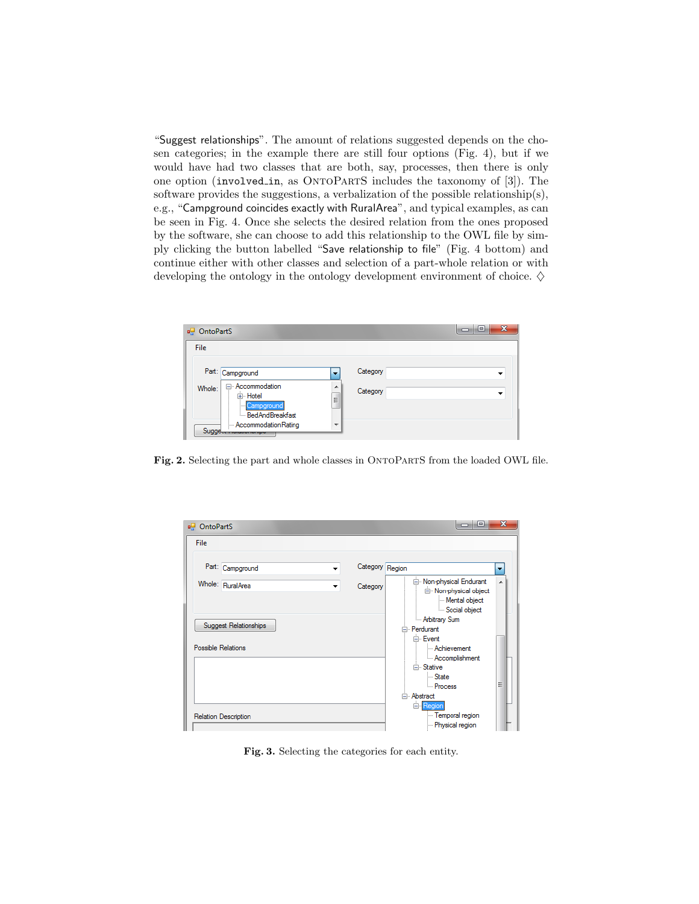"Suggest relationships". The amount of relations suggested depends on the chosen categories; in the example there are still four options (Fig. 4), but if we would have had two classes that are both, say, processes, then there is only one option (`involved_in`, as OntoPartS includes the taxonomy of [3]). The software provides the suggestions, a verbalization of the possible relationship(s), e.g., "Campground coincides exactly with RuralArea", and typical examples, as can be seen in Fig. 4. Once she selects the desired relation from the ones proposed by the software, she can choose to add this relationship to the OWL file by simply clicking the button labelled "Save relationship to file" (Fig. 4 bottom) and continue either with other classes and selection of a part-whole relation or with developing the ontology in the ontology development environment of choice. ♢

**Fig. 2.** Selecting the part and whole classes in OntoPartS from the loaded OWL file.

**Fig. 3.** Selecting the categories for each entity.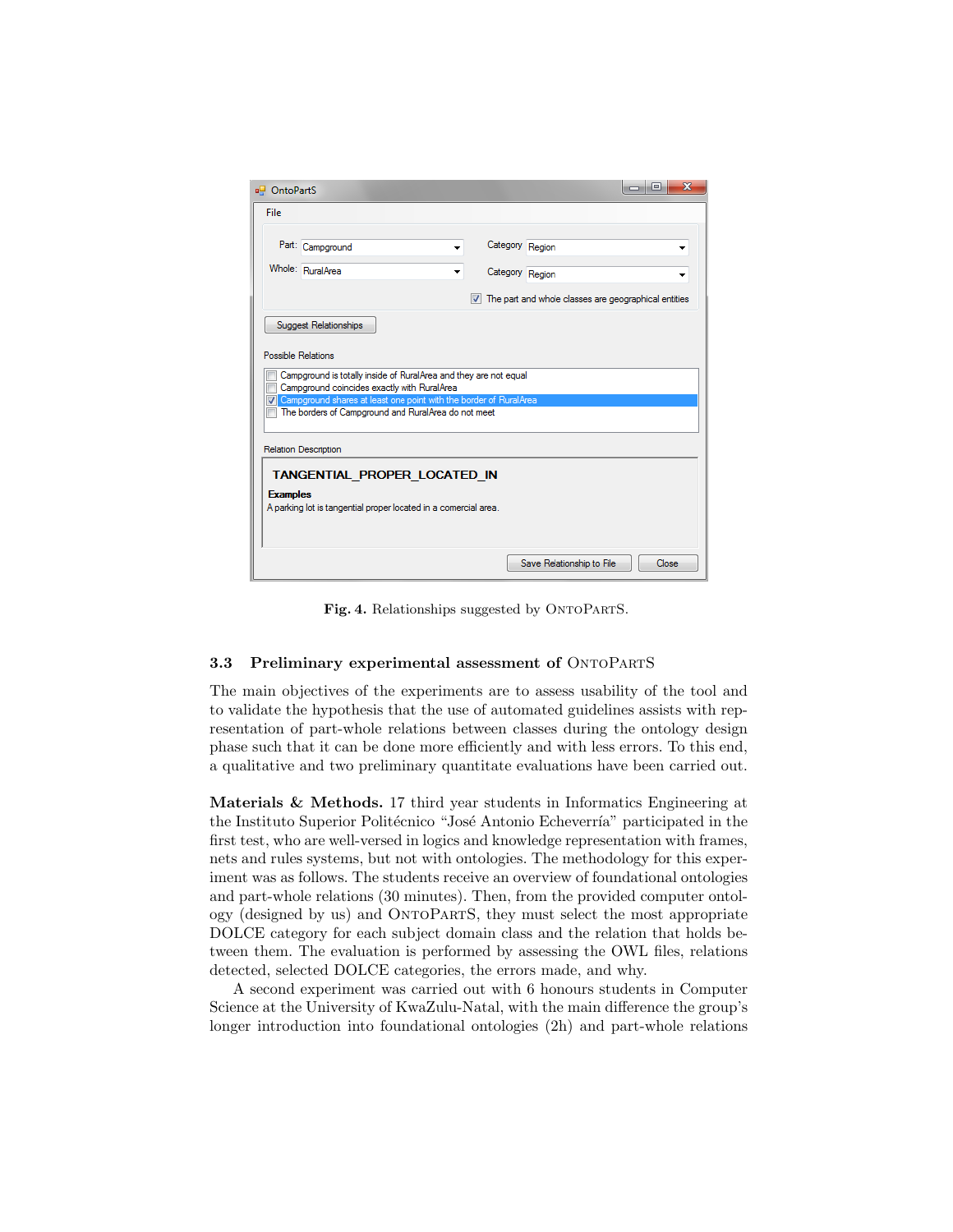Fig. 4. Relationships suggested by OntoPartS.

### 3.3 Preliminary experimental assessment of OntoPartS

The main objectives of the experiments are to assess usability of the tool and to validate the hypothesis that the use of automated guidelines assists with representation of part-whole relations between classes during the ontology design phase such that it can be done more efficiently and with less errors. To this end, a qualitative and two preliminary quantitate evaluations have been carried out.

**Materials & Methods.** 17 third year students in Informatics Engineering at the Instituto Superior Politécnico "José Antonio Echeverría" participated in the first test, who are well-versed in logics and knowledge representation with frames, nets and rules systems, but not with ontologies. The methodology for this experiment was as follows. The students receive an overview of foundational ontologies and part-whole relations (30 minutes). Then, from the provided computer ontology (designed by us) and OntoPartS, they must select the most appropriate DOLCE category for each subject domain class and the relation that holds between them. The evaluation is performed by assessing the OWL files, relations detected, selected DOLCE categories, the errors made, and why.

A second experiment was carried out with 6 honours students in Computer Science at the University of KwaZulu-Natal, with the main difference the group's longer introduction into foundational ontologies (2h) and part-whole relations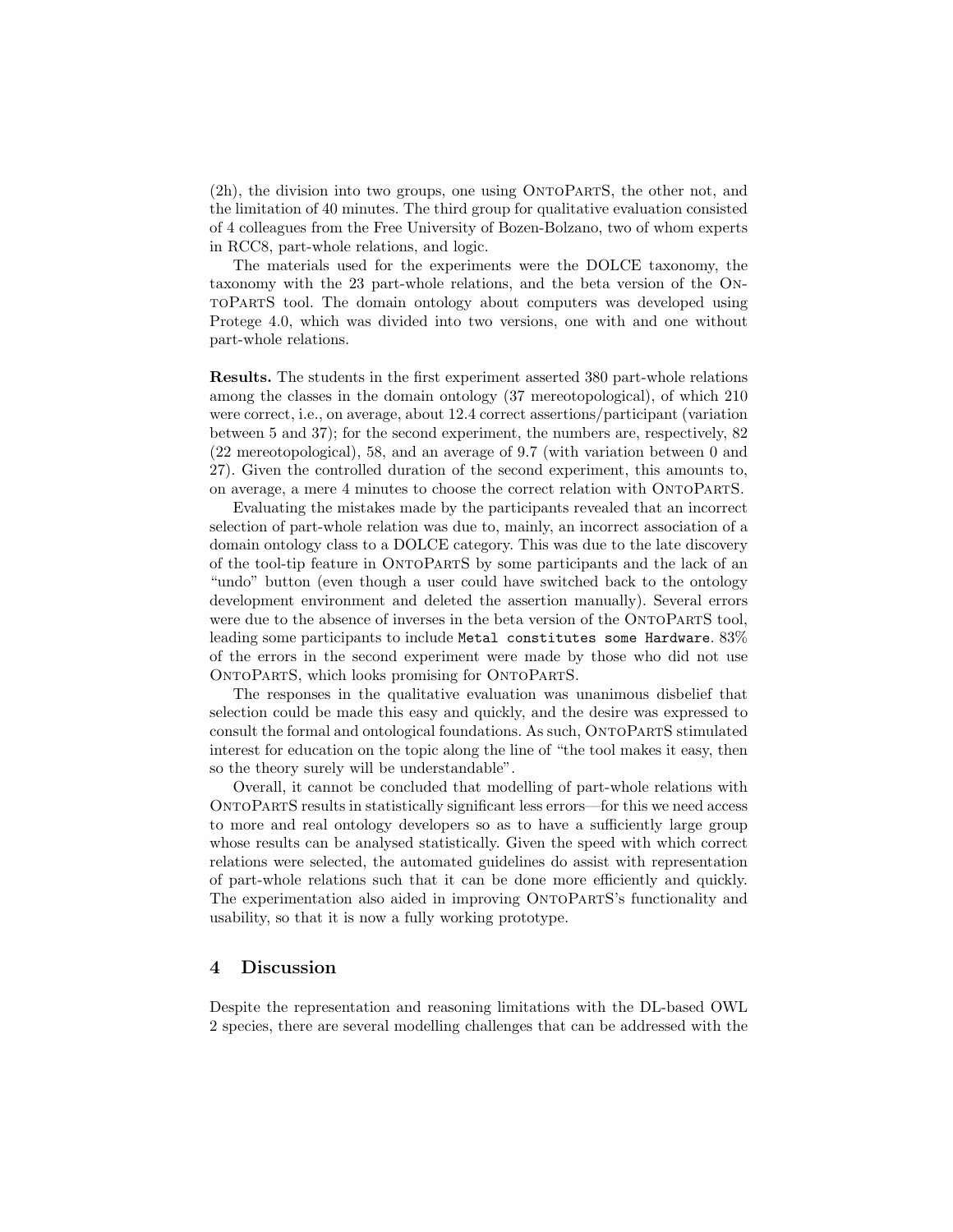(2h), the division into two groups, one using OntoPartS, the other not, and the limitation of 40 minutes. The third group for qualitative evaluation consisted of 4 colleagues from the Free University of Bozen-Bolzano, two of whom experts in RCC8, part-whole relations, and logic.

The materials used for the experiments were the DOLCE taxonomy, the taxonomy with the 23 part-whole relations, and the beta version of the OntoPartS tool. The domain ontology about computers was developed using Protege 4.0, which was divided into two versions, one with and one without part-whole relations.

**Results.** The students in the first experiment asserted 380 part-whole relations among the classes in the domain ontology (37 mereotopological), of which 210 were correct, i.e., on average, about 12.4 correct assertions/participant (variation between 5 and 37); for the second experiment, the numbers are, respectively, 82 (22 mereotopological), 58, and an average of 9.7 (with variation between 0 and 27). Given the controlled duration of the second experiment, this amounts to, on average, a mere 4 minutes to choose the correct relation with OntoPartS.

Evaluating the mistakes made by the participants revealed that an incorrect selection of part-whole relation was due to, mainly, an incorrect association of a domain ontology class to a DOLCE category. This was due to the late discovery of the tool-tip feature in OntoPartS by some participants and the lack of an "undo" button (even though a user could have switched back to the ontology development environment and deleted the assertion manually). Several errors were due to the absence of inverses in the beta version of the OntoPartS tool, leading some participants to include `Metal constitutes some Hardware`. 83% of the errors in the second experiment were made by those who did not use OntoPartS, which looks promising for OntoPartS.

The responses in the qualitative evaluation was unanimous disbelief that selection could be made this easy and quickly, and the desire was expressed to consult the formal and ontological foundations. As such, OntoPartS stimulated interest for education on the topic along the line of "the tool makes it easy, then so the theory surely will be understandable".

Overall, it cannot be concluded that modelling of part-whole relations with OntoPartS results in statistically significant less errors—for this we need access to more and real ontology developers so as to have a sufficiently large group whose results can be analysed statistically. Given the speed with which correct relations were selected, the automated guidelines do assist with representation of part-whole relations such that it can be done more efficiently and quickly. The experimentation also aided in improving OntoPartS's functionality and usability, so that it is now a fully working prototype.

## 4 Discussion

Despite the representation and reasoning limitations with the DL-based OWL 2 species, there are several modelling challenges that can be addressed with the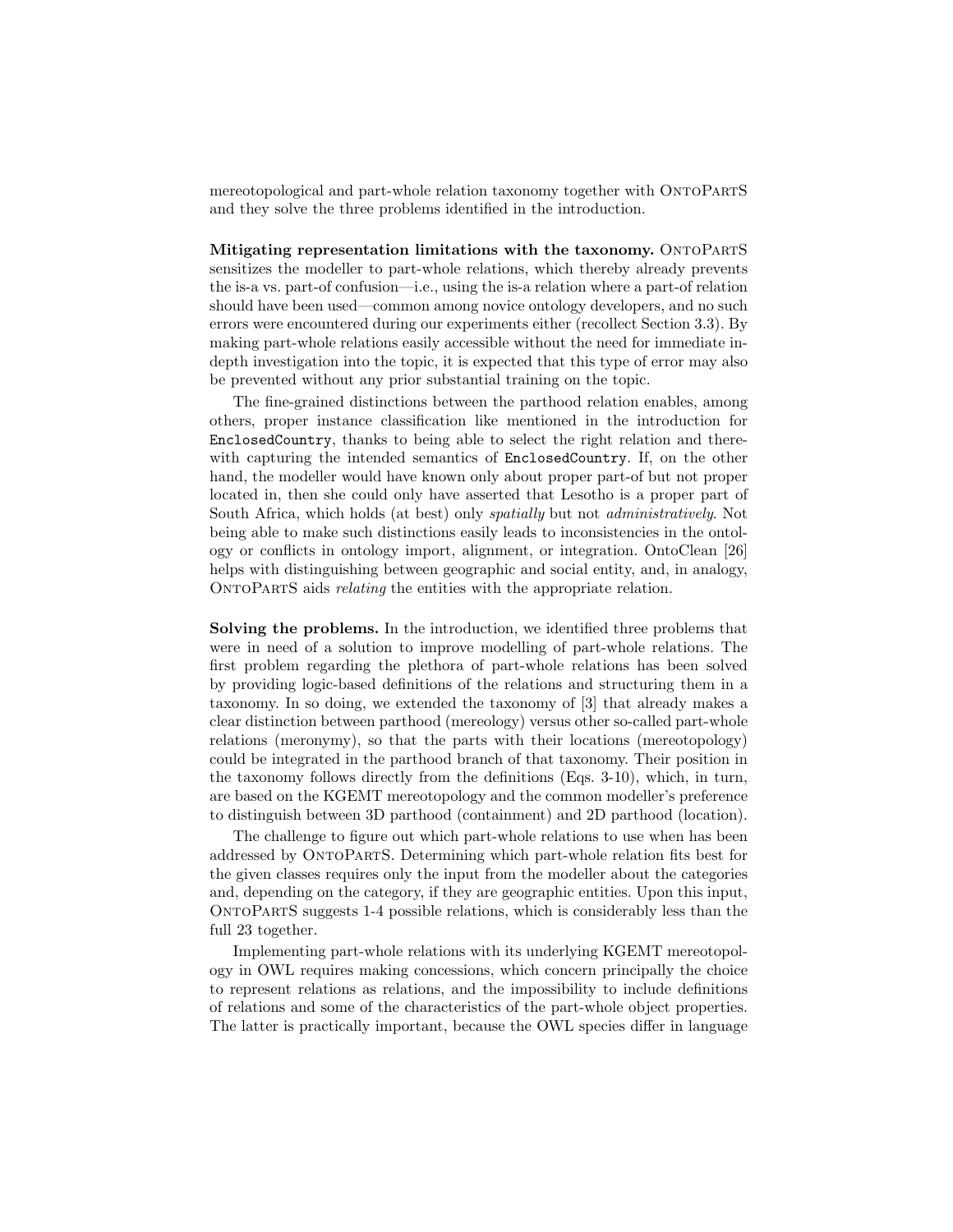mereotopological and part-whole relation taxonomy together with OntoPartS and they solve the three problems identified in the introduction.

**Mitigating representation limitations with the taxonomy.** OntoPartS sensitizes the modeller to part-whole relations, which thereby already prevents the is-a vs. part-of confusion—i.e., using the is-a relation where a part-of relation should have been used—common among novice ontology developers, and no such errors were encountered during our experiments either (recollect Section 3.3). By making part-whole relations easily accessible without the need for immediate in-depth investigation into the topic, it is expected that this type of error may also be prevented without any prior substantial training on the topic.

The fine-grained distinctions between the parthood relation enables, among others, proper instance classification like mentioned in the introduction for `EnclosedCountry`, thanks to being able to select the right relation and therewith capturing the intended semantics of `EnclosedCountry`. If, on the other hand, the modeller would have known only about proper part-of but not proper located in, then she could only have asserted that Lesotho is a proper part of South Africa, which holds (at best) only *spatially* but not *administratively*. Not being able to make such distinctions easily leads to inconsistencies in the ontology or conflicts in ontology import, alignment, or integration. OntoClean [26] helps with distinguishing between geographic and social entity, and, in analogy, OntoPartS aids *relating* the entities with the appropriate relation.

**Solving the problems.** In the introduction, we identified three problems that were in need of a solution to improve modelling of part-whole relations. The first problem regarding the plethora of part-whole relations has been solved by providing logic-based definitions of the relations and structuring them in a taxonomy. In so doing, we extended the taxonomy of [3] that already makes a clear distinction between parthood (mereology) versus other so-called part-whole relations (meronymy), so that the parts with their locations (mereotopology) could be integrated in the parthood branch of that taxonomy. Their position in the taxonomy follows directly from the definitions (Eqs. 3-10), which, in turn, are based on the KGEMT mereotopology and the common modeller's preference to distinguish between 3D parthood (containment) and 2D parthood (location).

The challenge to figure out which part-whole relations to use when has been addressed by OntoPartS. Determining which part-whole relation fits best for the given classes requires only the input from the modeller about the categories and, depending on the category, if they are geographic entities. Upon this input, OntoPartS suggests 1-4 possible relations, which is considerably less than the full 23 together.

Implementing part-whole relations with its underlying KGEMT mereotopology in OWL requires making concessions, which concern principally the choice to represent relations as relations, and the impossibility to include definitions of relations and some of the characteristics of the part-whole object properties. The latter is practically important, because the OWL species differ in language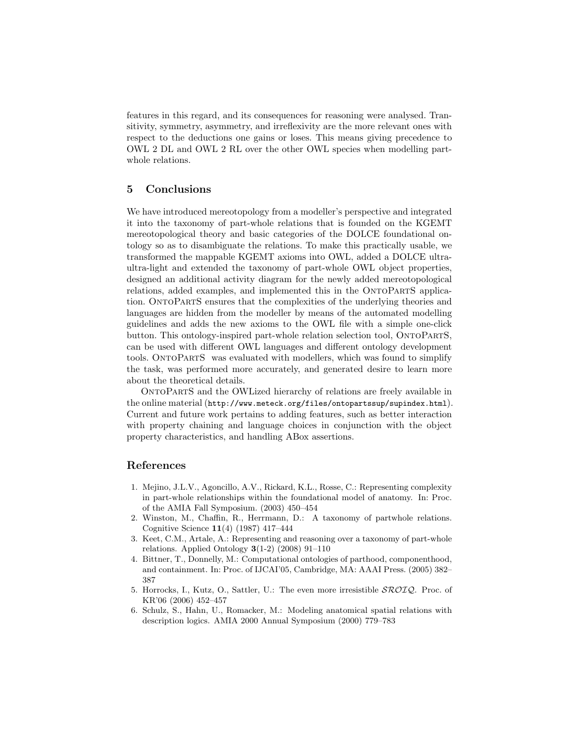features in this regard, and its consequences for reasoning were analysed. Transitivity, symmetry, asymmetry, and irreflexivity are the more relevant ones with respect to the deductions one gains or loses. This means giving precedence to OWL 2 DL and OWL 2 RL over the other OWL species when modelling part-whole relations.

## 5 Conclusions

We have introduced mereotopology from a modeller's perspective and integrated it into the taxonomy of part-whole relations that is founded on the KGEMT mereotopological theory and basic categories of the DOLCE foundational ontology so as to disambiguate the relations. To make this practically usable, we transformed the mappable KGEMT axioms into OWL, added a DOLCE ultra-ultra-light and extended the taxonomy of part-whole OWL object properties, designed an additional activity diagram for the newly added mereotopological relations, added examples, and implemented this in the OntoPartS application. OntoPartS ensures that the complexities of the underlying theories and languages are hidden from the modeller by means of the automated modelling guidelines and adds the new axioms to the OWL file with a simple one-click button. This ontology-inspired part-whole relation selection tool, OntoPartS, can be used with different OWL languages and different ontology development tools. OntoPartS was evaluated with modellers, which was found to simplify the task, was performed more accurately, and generated desire to learn more about the theoretical details.

OntoPartS and the OWLized hierarchy of relations are freely available in the online material (`http://www.meteck.org/files/ontopartssup/supindex.html`). Current and future work pertains to adding features, such as better interaction with property chaining and language choices in conjunction with the object property characteristics, and handling ABox assertions.

## References

1. Mejino, J.L.V., Agoncillo, A.V., Rickard, K.L., Rosse, C.: Representing complexity in part-whole relationships within the foundational model of anatomy. In: Proc. of the AMIA Fall Symposium. (2003) 450–454
2. Winston, M., Chaffin, R., Herrmann, D.: A taxonomy of partwhole relations. Cognitive Science **11**(4) (1987) 417–444
3. Keet, C.M., Artale, A.: Representing and reasoning over a taxonomy of part-whole relations. Applied Ontology **3**(1-2) (2008) 91–110
4. Bittner, T., Donnelly, M.: Computational ontologies of parthood, componenthood, and containment. In: Proc. of IJCAI'05, Cambridge, MA: AAAI Press. (2005) 382–387
5. Horrocks, I., Kutz, O., Sattler, U.: The even more irresistible $\mathcal{SROIQ}$. Proc. of KR'06 (2006) 452–457
6. Schulz, S., Hahn, U., Romacker, M.: Modeling anatomical spatial relations with description logics. AMIA 2000 Annual Symposium (2000) 779–783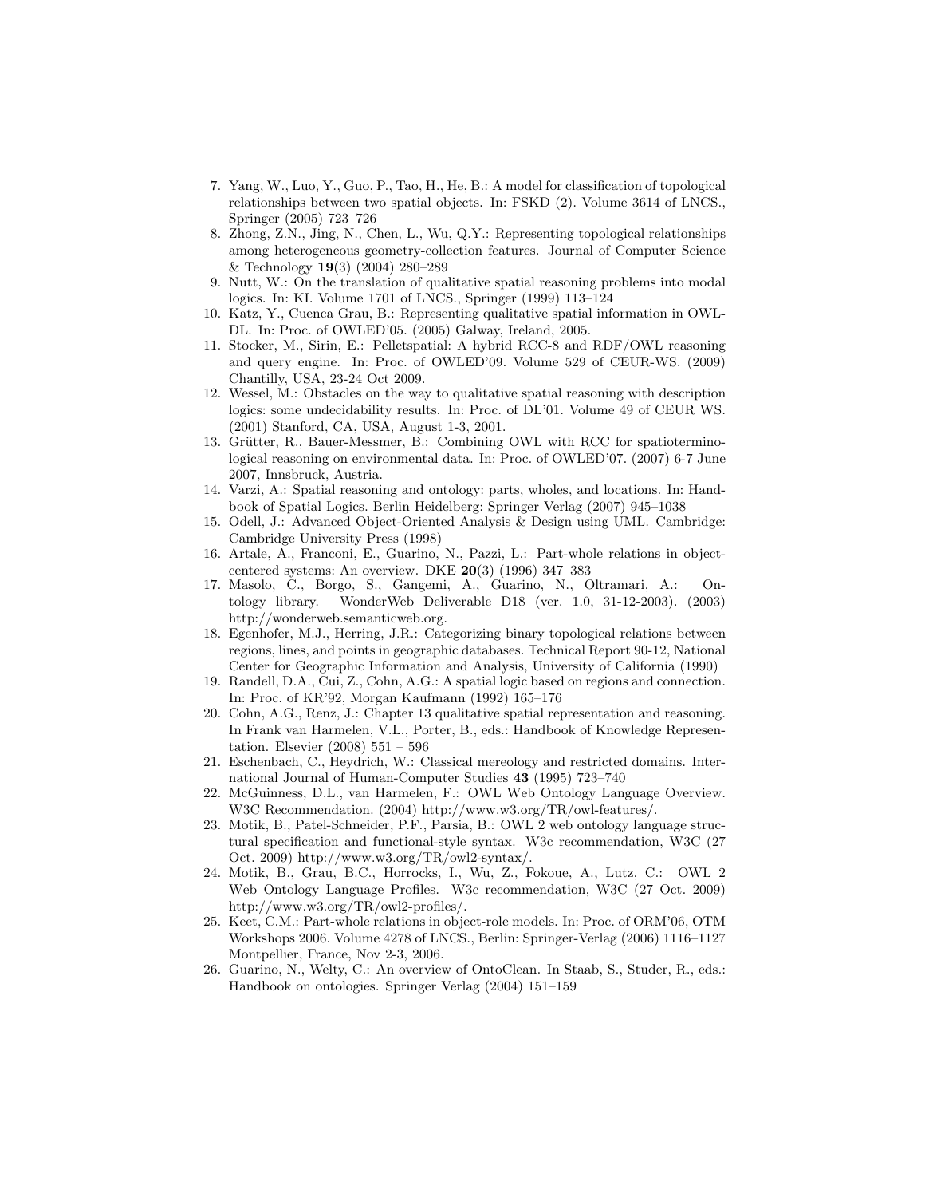7. Yang, W., Luo, Y., Guo, P., Tao, H., He, B.: A model for classification of topological relationships between two spatial objects. In: FSKD (2). Volume 3614 of LNCS., Springer (2005) 723–726
8. Zhong, Z.N., Jing, N., Chen, L., Wu, Q.Y.: Representing topological relationships among heterogeneous geometry-collection features. Journal of Computer Science & Technology **19**(3) (2004) 280–289
9. Nutt, W.: On the translation of qualitative spatial reasoning problems into modal logics. In: KI. Volume 1701 of LNCS., Springer (1999) 113–124
10. Katz, Y., Cuenca Grau, B.: Representing qualitative spatial information in OWL-DL. In: Proc. of OWLED'05. (2005) Galway, Ireland, 2005.
11. Stocker, M., Sirin, E.: Pelletspatial: A hybrid RCC-8 and RDF/OWL reasoning and query engine. In: Proc. of OWLED'09. Volume 529 of CEUR-WS. (2009) Chantilly, USA, 23-24 Oct 2009.
12. Wessel, M.: Obstacles on the way to qualitative spatial reasoning with description logics: some undecidability results. In: Proc. of DL'01. Volume 49 of CEUR WS. (2001) Stanford, CA, USA, August 1-3, 2001.
13. Grütter, R., Bauer-Messmer, B.: Combining OWL with RCC for spatioterminological reasoning on environmental data. In: Proc. of OWLED'07. (2007) 6-7 June 2007, Innsbruck, Austria.
14. Varzi, A.: Spatial reasoning and ontology: parts, wholes, and locations. In: Handbook of Spatial Logics. Berlin Heidelberg: Springer Verlag (2007) 945–1038
15. Odell, J.: Advanced Object-Oriented Analysis & Design using UML. Cambridge: Cambridge University Press (1998)
16. Artale, A., Franconi, E., Guarino, N., Pazzi, L.: Part-whole relations in object-centered systems: An overview. DKE **20**(3) (1996) 347–383
17. Masolo, C., Borgo, S., Gangemi, A., Guarino, N., Oltramari, A.: Ontology library. WonderWeb Deliverable D18 (ver. 1.0, 31-12-2003). (2003) http://wonderweb.semanticweb.org.
18. Egenhofer, M.J., Herring, J.R.: Categorizing binary topological relations between regions, lines, and points in geographic databases. Technical Report 90-12, National Center for Geographic Information and Analysis, University of California (1990)
19. Randell, D.A., Cui, Z., Cohn, A.G.: A spatial logic based on regions and connection. In: Proc. of KR'92, Morgan Kaufmann (1992) 165–176
20. Cohn, A.G., Renz, J.: Chapter 13 qualitative spatial representation and reasoning. In Frank van Harmelen, V.L., Porter, B., eds.: Handbook of Knowledge Representation. Elsevier (2008) 551 – 596
21. Eschenbach, C., Heydrich, W.: Classical mereology and restricted domains. International Journal of Human-Computer Studies **43** (1995) 723–740
22. McGuinness, D.L., van Harmelen, F.: OWL Web Ontology Language Overview. W3C Recommendation. (2004) http://www.w3.org/TR/owl-features/.
23. Motik, B., Patel-Schneider, P.F., Parsia, B.: OWL 2 web ontology language structural specification and functional-style syntax. W3c recommendation, W3C (27 Oct. 2009) http://www.w3.org/TR/owl2-syntax/.
24. Motik, B., Grau, B.C., Horrocks, I., Wu, Z., Fokoue, A., Lutz, C.: OWL 2 Web Ontology Language Profiles. W3c recommendation, W3C (27 Oct. 2009) http://www.w3.org/TR/owl2-profiles/.
25. Keet, C.M.: Part-whole relations in object-role models. In: Proc. of ORM'06, OTM Workshops 2006. Volume 4278 of LNCS., Berlin: Springer-Verlag (2006) 1116–1127 Montpellier, France, Nov 2-3, 2006.
26. Guarino, N., Welty, C.: An overview of OntoClean. In Staab, S., Studer, R., eds.: Handbook on ontologies. Springer Verlag (2004) 151–159